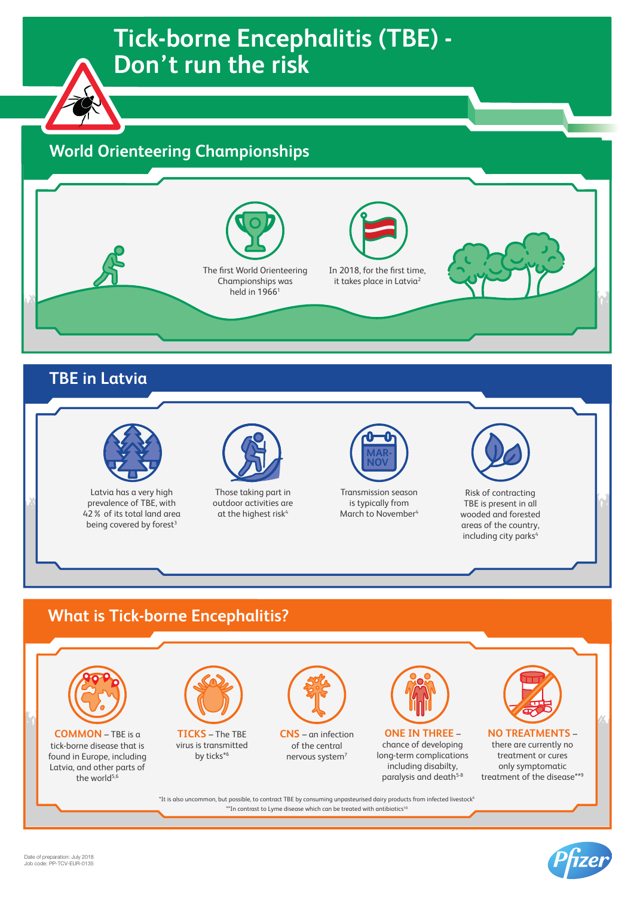# Tick-borne Encephalitis (TBE) - Don't run the risk

## World Orienteering Championships

The first World Orienteering Championships was held in 1966[1]

In 2018, for the first time, it takes place in Latvia[2]

## TBE in Latvia

Latvia has a very high prevalence of TBE, with 42 % of its total land area being covered by forest[3]

Those taking part in outdoor activities are at the highest risk[4]

MAR-NOV

Transmission season is typically from March to November[4]

Risk of contracting TBE is present in all wooded and forested areas of the country, including city parks[4]

## What is Tick-borne Encephalitis?

**COMMON** – TBE is a tick-borne disease that is found in Europe, including Latvia, and other parts of the world[5,6]

**TICKS** – The TBE virus is transmitted by ticks*[6]

**CNS** – an infection of the central nervous system[7]

**ONE IN THREE** – chance of developing long-term complications including disabilty, paralysis and death[5-8]

**NO TREATMENTS** – there are currently no treatment or cures only symptomatic treatment of the disease**[9]

*It is also uncommon, but possible, to contract TBE by consuming unpasteurised dairy products from infected livestock[6]

**In contrast to Lyme disease which can be treated with antibiotics[10]

Date of preparation: July 2018
Job code: PP-TCV-EUR-0135

Pfizer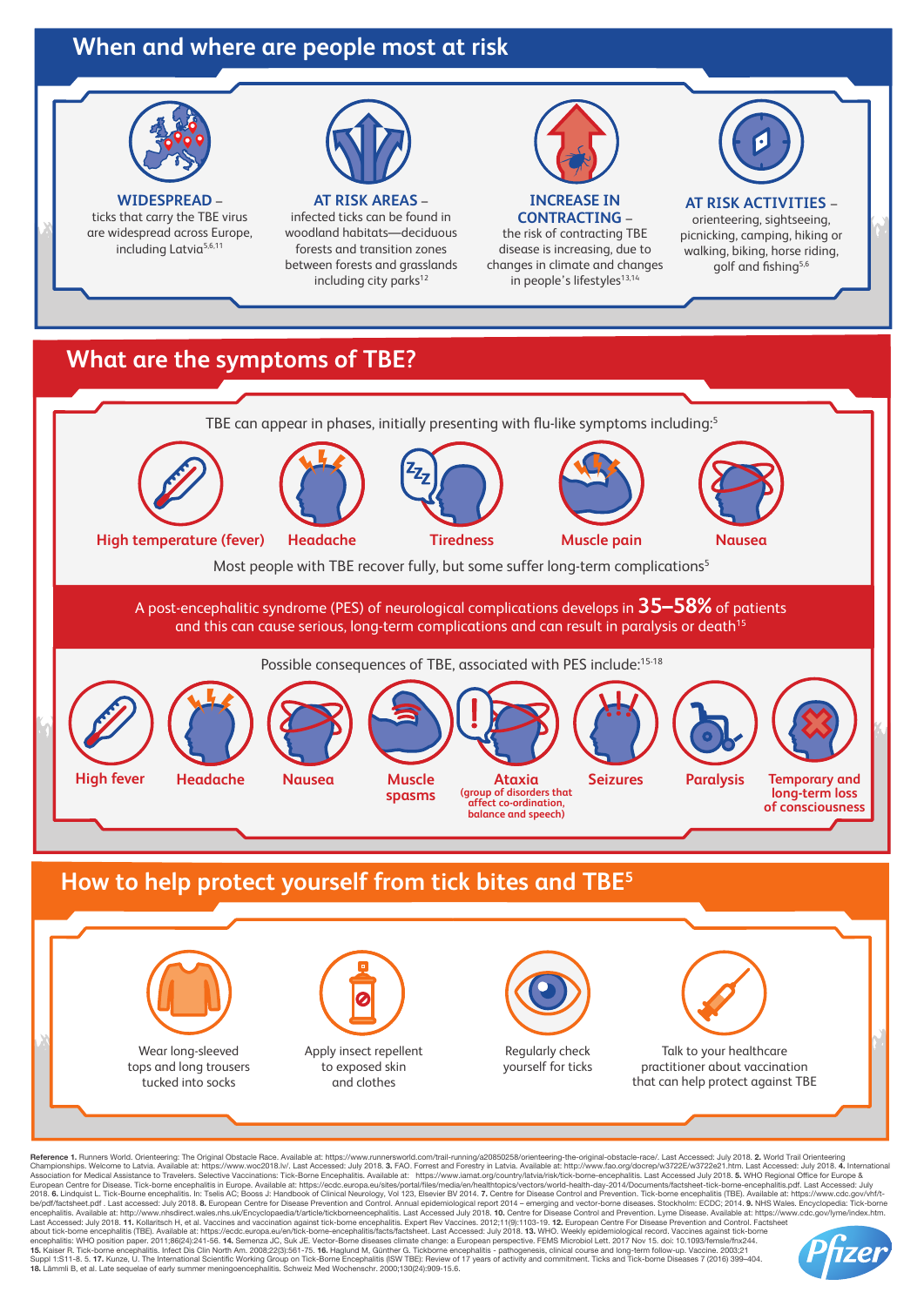## When and where are people most at risk

**WIDESPREAD** – ticks that carry the TBE virus are widespread across Europe, including Latvia[5,6,11]

**AT RISK AREAS** – infected ticks can be found in woodland habitats—deciduous forests and transition zones between forests and grasslands including city parks[12]

**INCREASE IN CONTRACTING** – the risk of contracting TBE disease is increasing, due to changes in climate and changes in people's lifestyles[13,14]

**AT RISK ACTIVITIES** – orienteering, sightseeing, picnicking, camping, hiking or walking, biking, horse riding, golf and fishing[5,6]

## What are the symptoms of TBE?

TBE can appear in phases, initially presenting with flu-like symptoms including:[5]

- High temperature (fever)
- Headache
- Tiredness
- Muscle pain
- Nausea

Most people with TBE recover fully, but some suffer long-term complications[5]

A post-encephalitic syndrome (PES) of neurological complications develops in **35–58%** of patients and this can cause serious, long-term complications and can result in paralysis or death[15]

Possible consequences of TBE, associated with PES include:[15-18]

- High fever
- Headache
- Nausea
- Muscle spasms
- Ataxia (group of disorders that affect co-ordination, balance and speech)
- Seizures
- Paralysis
- Temporary and long-term loss of consciousness

## How to help protect yourself from tick bites and TBE[5]

- Wear long-sleeved tops and long trousers tucked into socks
- Apply insect repellent to exposed skin and clothes
- Regularly check yourself for ticks
- Talk to your healthcare practitioner about vaccination that can help protect against TBE

**Reference** **1.** Runners World. Orienteering: The Original Obstacle Race. Available at: https://www.runnersworld.com/trail-running/a20850258/orienteering-the-original-obstacle-race/. Last Accessed: July 2018. **2.** World Trail Orienteering Championships. Welcome to Latvia. Available at: https://www.woc2018.lv/. Last Accessed: July 2018. **3.** FAO. Forrest and Forestry in Latvia. Available at: http://www.fao.org/docrep/w3722E/w3722e21.htm. Last Accessed: July 2018. **4.** International Association for Medical Assistance to Travelers. Selective Vaccinations: Tick-Borne Encephalitis. Available at: https://www.iamat.org/country/latvia/risk/tick-borne-encephalitis. Last Accessed July 2018. **5.** WHO Regional Office for Europe & European Centre for Disease. Tick-borne encephalitis in Europe. Available at: https://ecdc.europa.eu/sites/portal/files/media/en/healthtopics/vectors/world-health-day-2014/Documents/factsheet-tick-borne-encephalitis.pdf. Last Accessed: July 2018. **6.** Lindquist L. Tick-Bourne encephalitis. In: Tselis AC; Booss J: Handbook of Clinical Neurology, Vol 123, Elsevier BV 2014. **7.** Centre for Disease Control and Prevention. Tick-borne encephalitis (TBE). Available at: https://www.cdc.gov/vhf/tbe/pdf/factsheet.pdf . Last accessed: July 2018. **8.** European Centre for Disease Prevention and Control. Annual epidemiological report 2014 – emerging and vector-borne diseases. Stockholm: ECDC; 2014. **9.** NHS Wales. Encyclopaedia: Tick-borne encephalitis. Available at: http://www.nhsdirect.wales.nhs.uk/Encyclopaedia/t/article/tickborneencephalitis. Last Accessed July 2018. **10.** Centre for Disease Control and Prevention. Lyme Disease. Available at: https://www.cdc.gov/lyme/index.htm. Last Accessed: July 2018. **11.** Kollaritsch H, et al. Vaccines and vaccination against tick-borne encephalitis. Expert Rev Vaccines. 2012;11(9):1103-19. **12.** European Centre For Disease Prevention and Control. Factsheet about tick-borne encephalitis (TBE). Available at: https://ecdc.europa.eu/en/tick-borne-encephalitis/facts/factsheet. Last Accessed: July 2018. **13.** WHO. Weekly epidemiological record. Vaccines against tick-borne encephalitis: WHO position paper. 2011;86(24):241-56. **14.** Semenza JC, Suk JE. Vector-Borne diseases climate change: a European perspective. FEMS Microbiol Lett. 2017 Nov 15. doi: 10.1093/femsle/fnx244. **15.** Kaiser R. Tick-borne encephalitis. Infect Dis Clin North Am. 2008;22(3):561-75. **16.** Haglund M, Günther G. Tickborne encephalitis - pathogenesis, clinical course and long-term follow-up. Vaccine. 2003;21 Suppl 1:S11-8. 5. **17.** Kunze, U. The International Scientific Working Group on Tick-Borne Encephalitis (ISW TBE): Review of 17 years of activity and commitment. Ticks and Tick-borne Diseases 7 (2016) 399–404. **18.** Lämmli B, et al. Late sequelae of early summer meningoencephalitis. Schweiz Med Wochenschr. 2000;130(24):909-15.6.

Pfizer